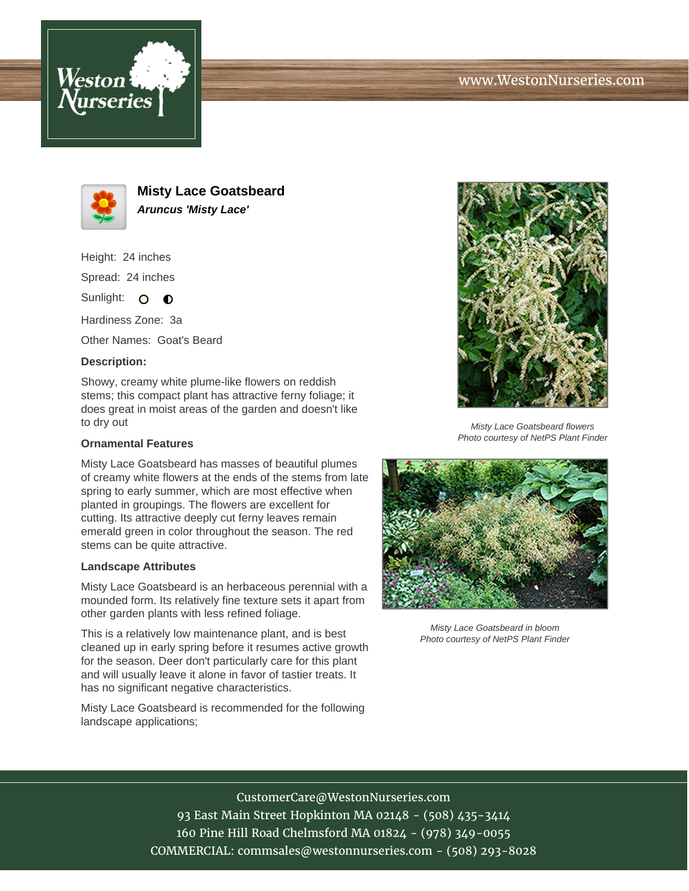# Misty Lace Goatsbeard

***Aruncus 'Misty Lace'***

Height: 24 inches

Spread: 24 inches

Sunlight:

Hardiness Zone: 3a

Other Names: Goat's Beard

**Description:**

Showy, creamy white plume-like flowers on reddish stems; this compact plant has attractive ferny foliage; it does great in moist areas of the garden and doesn't like to dry out

### Ornamental Features

Misty Lace Goatsbeard has masses of beautiful plumes of creamy white flowers at the ends of the stems from late spring to early summer, which are most effective when planted in groupings. The flowers are excellent for cutting. Its attractive deeply cut ferny leaves remain emerald green in color throughout the season. The red stems can be quite attractive.

### Landscape Attributes

Misty Lace Goatsbeard is an herbaceous perennial with a mounded form. Its relatively fine texture sets it apart from other garden plants with less refined foliage.

This is a relatively low maintenance plant, and is best cleaned up in early spring before it resumes active growth for the season. Deer don't particularly care for this plant and will usually leave it alone in favor of tastier treats. It has no significant negative characteristics.

Misty Lace Goatsbeard is recommended for the following landscape applications;

*Misty Lace Goatsbeard flowers*
*Photo courtesy of NetPS Plant Finder*

*Misty Lace Goatsbeard in bloom*
*Photo courtesy of NetPS Plant Finder*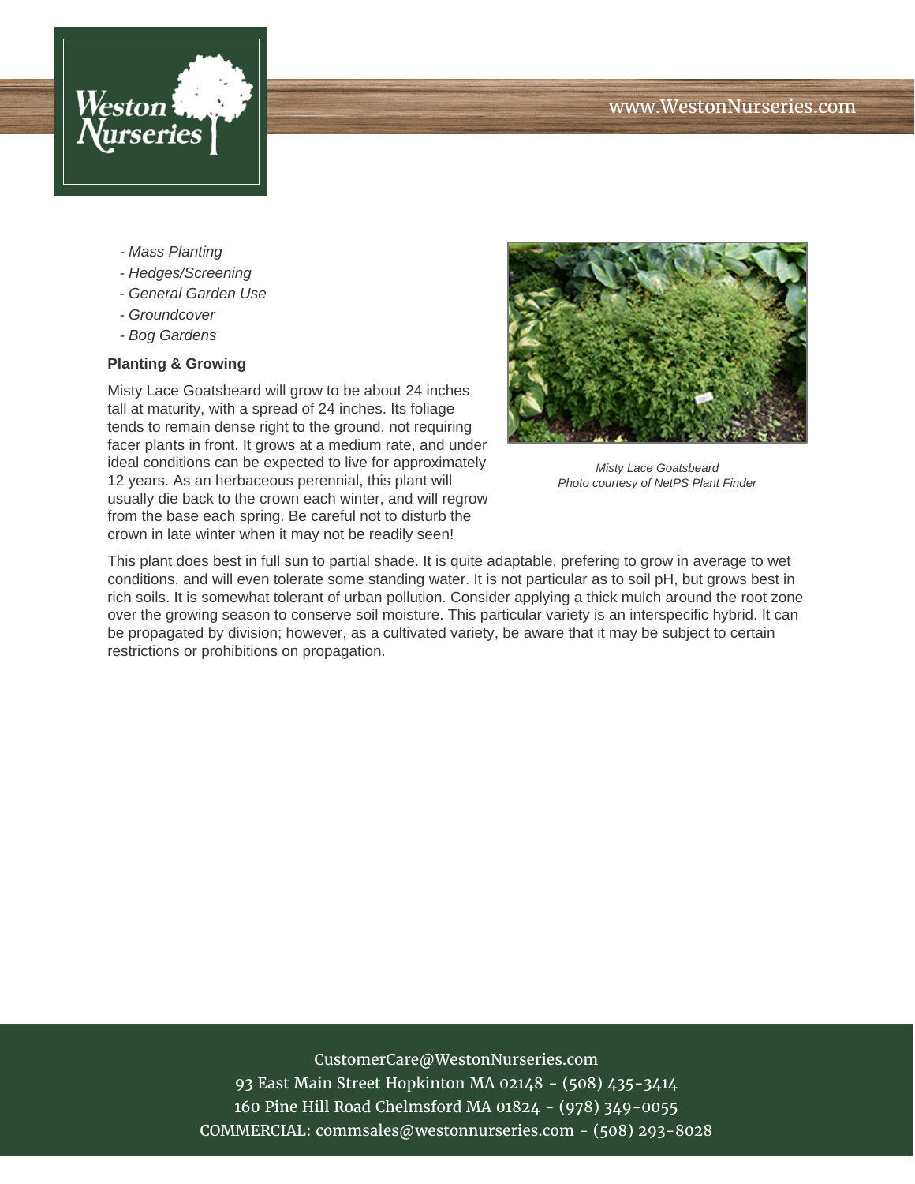- *Mass Planting*
- *Hedges/Screening*
- *General Garden Use*
- *Groundcover*
- *Bog Gardens*

**Planting & Growing**

Misty Lace Goatsbeard will grow to be about 24 inches tall at maturity, with a spread of 24 inches. Its foliage tends to remain dense right to the ground, not requiring facer plants in front. It grows at a medium rate, and under ideal conditions can be expected to live for approximately 12 years. As an herbaceous perennial, this plant will usually die back to the crown each winter, and will regrow from the base each spring. Be careful not to disturb the crown in late winter when it may not be readily seen!

*Misty Lace Goatsbeard*
*Photo courtesy of NetPS Plant Finder*

This plant does best in full sun to partial shade. It is quite adaptable, prefering to grow in average to wet conditions, and will even tolerate some standing water. It is not particular as to soil pH, but grows best in rich soils. It is somewhat tolerant of urban pollution. Consider applying a thick mulch around the root zone over the growing season to conserve soil moisture. This particular variety is an interspecific hybrid. It can be propagated by division; however, as a cultivated variety, be aware that it may be subject to certain restrictions or prohibitions on propagation.